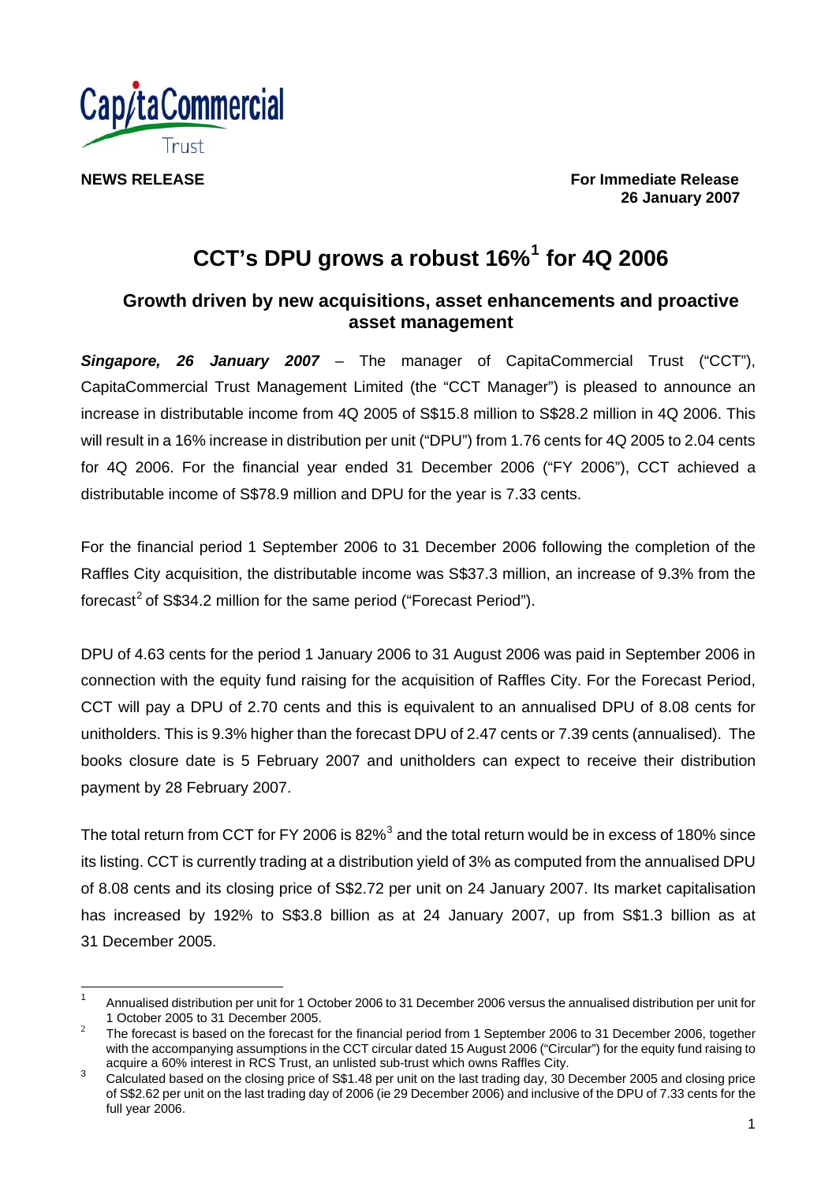CapitaCommercial Trust

**NEWS RELEASE**

**For Immediate Release**
**26 January 2007**

# CCT's DPU grows a robust 16%[1] for 4Q 2006

## Growth driven by new acquisitions, asset enhancements and proactive asset management

***Singapore, 26 January 2007*** – The manager of CapitaCommercial Trust ("CCT"), CapitaCommercial Trust Management Limited (the "CCT Manager") is pleased to announce an increase in distributable income from 4Q 2005 of S$15.8 million to S$28.2 million in 4Q 2006. This will result in a 16% increase in distribution per unit ("DPU") from 1.76 cents for 4Q 2005 to 2.04 cents for 4Q 2006. For the financial year ended 31 December 2006 ("FY 2006"), CCT achieved a distributable income of S$78.9 million and DPU for the year is 7.33 cents.

For the financial period 1 September 2006 to 31 December 2006 following the completion of the Raffles City acquisition, the distributable income was S$37.3 million, an increase of 9.3% from the forecast[2] of S$34.2 million for the same period ("Forecast Period").

DPU of 4.63 cents for the period 1 January 2006 to 31 August 2006 was paid in September 2006 in connection with the equity fund raising for the acquisition of Raffles City. For the Forecast Period, CCT will pay a DPU of 2.70 cents and this is equivalent to an annualised DPU of 8.08 cents for unitholders. This is 9.3% higher than the forecast DPU of 2.47 cents or 7.39 cents (annualised). The books closure date is 5 February 2007 and unitholders can expect to receive their distribution payment by 28 February 2007.

The total return from CCT for FY 2006 is 82%[3] and the total return would be in excess of 180% since its listing. CCT is currently trading at a distribution yield of 3% as computed from the annualised DPU of 8.08 cents and its closing price of S$2.72 per unit on 24 January 2007. Its market capitalisation has increased by 192% to S$3.8 billion as at 24 January 2007, up from S$1.3 billion as at 31 December 2005.

---

[1] Annualised distribution per unit for 1 October 2006 to 31 December 2006 versus the annualised distribution per unit for 1 October 2005 to 31 December 2005.

[2] The forecast is based on the forecast for the financial period from 1 September 2006 to 31 December 2006, together with the accompanying assumptions in the CCT circular dated 15 August 2006 ("Circular") for the equity fund raising to acquire a 60% interest in RCS Trust, an unlisted sub-trust which owns Raffles City.

[3] Calculated based on the closing price of S$1.48 per unit on the last trading day, 30 December 2005 and closing price of S$2.62 per unit on the last trading day of 2006 (ie 29 December 2006) and inclusive of the DPU of 7.33 cents for the full year 2006.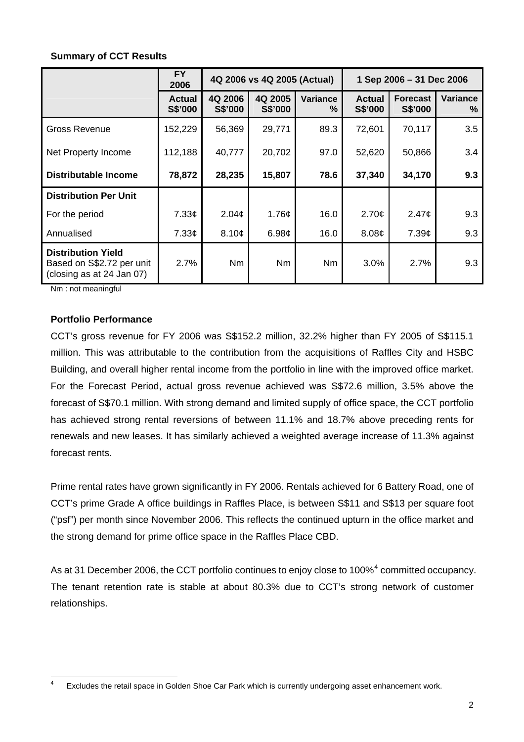**Summary of CCT Results**

| | FY 2006 | 4Q 2006 vs 4Q 2005 (Actual) | | | 1 Sep 2006 – 31 Dec 2006 | | |
|---|---|---|---|---|---|---|---|
| | **Actual S$'000** | **4Q 2006 S$'000** | **4Q 2005 S$'000** | **Variance %** | **Actual S$'000** | **Forecast S$'000** | **Variance %** |
| Gross Revenue | 152,229 | 56,369 | 29,771 | 89.3 | 72,601 | 70,117 | 3.5 |
| Net Property Income | 112,188 | 40,777 | 20,702 | 97.0 | 52,620 | 50,866 | 3.4 |
| **Distributable Income** | **78,872** | **28,235** | **15,807** | **78.6** | **37,340** | **34,170** | **9.3** |
| **Distribution Per Unit** | | | | | | | |
| For the period | 7.33¢ | 2.04¢ | 1.76¢ | 16.0 | 2.70¢ | 2.47¢ | 9.3 |
| Annualised | 7.33¢ | 8.10¢ | 6.98¢ | 16.0 | 8.08¢ | 7.39¢ | 9.3 |
| **Distribution Yield** Based on S$2.72 per unit (closing as at 24 Jan 07) | 2.7% | Nm | Nm | Nm | 3.0% | 2.7% | 9.3 |

Nm : not meaningful

**Portfolio Performance**

CCT's gross revenue for FY 2006 was S$152.2 million, 32.2% higher than FY 2005 of S$115.1 million. This was attributable to the contribution from the acquisitions of Raffles City and HSBC Building, and overall higher rental income from the portfolio in line with the improved office market. For the Forecast Period, actual gross revenue achieved was S$72.6 million, 3.5% above the forecast of S$70.1 million. With strong demand and limited supply of office space, the CCT portfolio has achieved strong rental reversions of between 11.1% and 18.7% above preceding rents for renewals and new leases. It has similarly achieved a weighted average increase of 11.3% against forecast rents.

Prime rental rates have grown significantly in FY 2006. Rentals achieved for 6 Battery Road, one of CCT's prime Grade A office buildings in Raffles Place, is between S$11 and S$13 per square foot ("psf") per month since November 2006. This reflects the continued upturn in the office market and the strong demand for prime office space in the Raffles Place CBD.

As at 31 December 2006, the CCT portfolio continues to enjoy close to 100%[4] committed occupancy. The tenant retention rate is stable at about 80.3% due to CCT's strong network of customer relationships.

[4] Excludes the retail space in Golden Shoe Car Park which is currently undergoing asset enhancement work.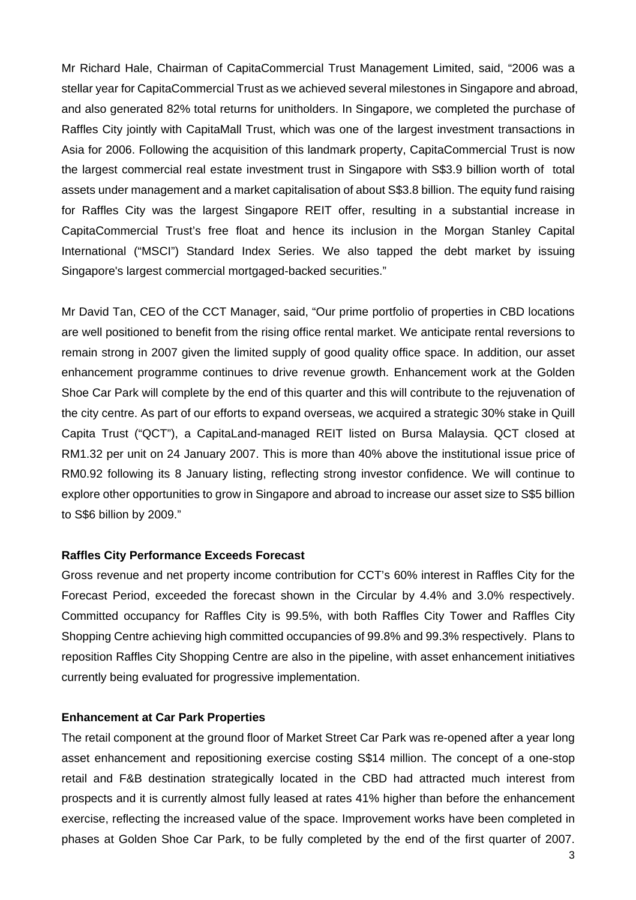Mr Richard Hale, Chairman of CapitaCommercial Trust Management Limited, said, "2006 was a stellar year for CapitaCommercial Trust as we achieved several milestones in Singapore and abroad, and also generated 82% total returns for unitholders. In Singapore, we completed the purchase of Raffles City jointly with CapitaMall Trust, which was one of the largest investment transactions in Asia for 2006. Following the acquisition of this landmark property, CapitaCommercial Trust is now the largest commercial real estate investment trust in Singapore with S$3.9 billion worth of total assets under management and a market capitalisation of about S$3.8 billion. The equity fund raising for Raffles City was the largest Singapore REIT offer, resulting in a substantial increase in CapitaCommercial Trust's free float and hence its inclusion in the Morgan Stanley Capital International ("MSCI") Standard Index Series. We also tapped the debt market by issuing Singapore's largest commercial mortgaged-backed securities."

Mr David Tan, CEO of the CCT Manager, said, "Our prime portfolio of properties in CBD locations are well positioned to benefit from the rising office rental market. We anticipate rental reversions to remain strong in 2007 given the limited supply of good quality office space. In addition, our asset enhancement programme continues to drive revenue growth. Enhancement work at the Golden Shoe Car Park will complete by the end of this quarter and this will contribute to the rejuvenation of the city centre. As part of our efforts to expand overseas, we acquired a strategic 30% stake in Quill Capita Trust ("QCT"), a CapitaLand-managed REIT listed on Bursa Malaysia. QCT closed at RM1.32 per unit on 24 January 2007. This is more than 40% above the institutional issue price of RM0.92 following its 8 January listing, reflecting strong investor confidence. We will continue to explore other opportunities to grow in Singapore and abroad to increase our asset size to S$5 billion to S$6 billion by 2009."

**Raffles City Performance Exceeds Forecast**

Gross revenue and net property income contribution for CCT's 60% interest in Raffles City for the Forecast Period, exceeded the forecast shown in the Circular by 4.4% and 3.0% respectively. Committed occupancy for Raffles City is 99.5%, with both Raffles City Tower and Raffles City Shopping Centre achieving high committed occupancies of 99.8% and 99.3% respectively. Plans to reposition Raffles City Shopping Centre are also in the pipeline, with asset enhancement initiatives currently being evaluated for progressive implementation.

**Enhancement at Car Park Properties**

The retail component at the ground floor of Market Street Car Park was re-opened after a year long asset enhancement and repositioning exercise costing S$14 million. The concept of a one-stop retail and F&B destination strategically located in the CBD had attracted much interest from prospects and it is currently almost fully leased at rates 41% higher than before the enhancement exercise, reflecting the increased value of the space. Improvement works have been completed in phases at Golden Shoe Car Park, to be fully completed by the end of the first quarter of 2007.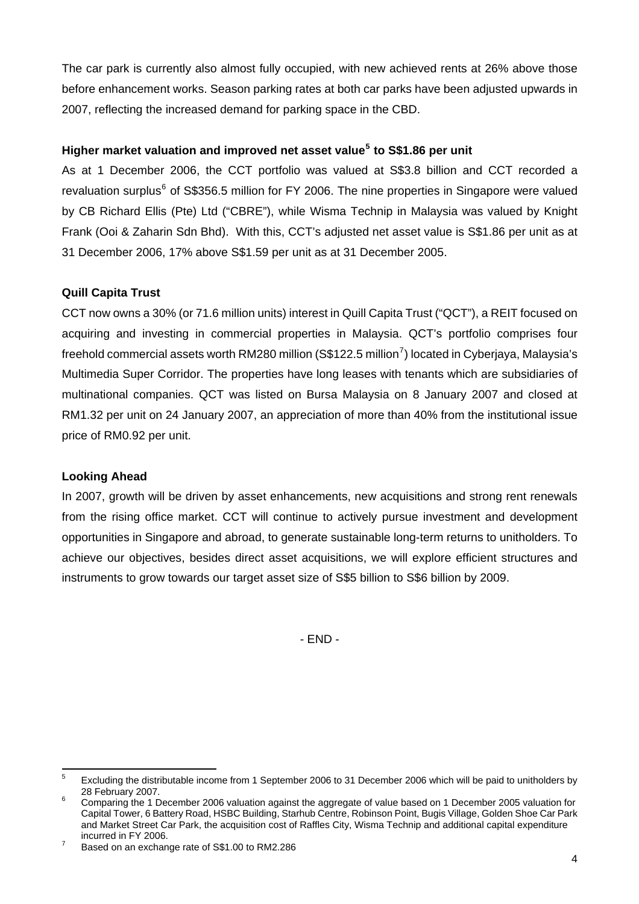The car park is currently also almost fully occupied, with new achieved rents at 26% above those before enhancement works. Season parking rates at both car parks have been adjusted upwards in 2007, reflecting the increased demand for parking space in the CBD.

**Higher market valuation and improved net asset value[5] to S$1.86 per unit**

As at 1 December 2006, the CCT portfolio was valued at S$3.8 billion and CCT recorded a revaluation surplus[6] of S$356.5 million for FY 2006. The nine properties in Singapore were valued by CB Richard Ellis (Pte) Ltd ("CBRE"), while Wisma Technip in Malaysia was valued by Knight Frank (Ooi & Zaharin Sdn Bhd). With this, CCT's adjusted net asset value is S$1.86 per unit as at 31 December 2006, 17% above S$1.59 per unit as at 31 December 2005.

**Quill Capita Trust**

CCT now owns a 30% (or 71.6 million units) interest in Quill Capita Trust ("QCT"), a REIT focused on acquiring and investing in commercial properties in Malaysia. QCT's portfolio comprises four freehold commercial assets worth RM280 million (S$122.5 million[7]) located in Cyberjaya, Malaysia's Multimedia Super Corridor. The properties have long leases with tenants which are subsidiaries of multinational companies. QCT was listed on Bursa Malaysia on 8 January 2007 and closed at RM1.32 per unit on 24 January 2007, an appreciation of more than 40% from the institutional issue price of RM0.92 per unit.

**Looking Ahead**

In 2007, growth will be driven by asset enhancements, new acquisitions and strong rent renewals from the rising office market. CCT will continue to actively pursue investment and development opportunities in Singapore and abroad, to generate sustainable long-term returns to unitholders. To achieve our objectives, besides direct asset acquisitions, we will explore efficient structures and instruments to grow towards our target asset size of S$5 billion to S$6 billion by 2009.

- END -

---

[5] Excluding the distributable income from 1 September 2006 to 31 December 2006 which will be paid to unitholders by 28 February 2007.

[6] Comparing the 1 December 2006 valuation against the aggregate of value based on 1 December 2005 valuation for Capital Tower, 6 Battery Road, HSBC Building, Starhub Centre, Robinson Point, Bugis Village, Golden Shoe Car Park and Market Street Car Park, the acquisition cost of Raffles City, Wisma Technip and additional capital expenditure incurred in FY 2006.

[7] Based on an exchange rate of S$1.00 to RM2.286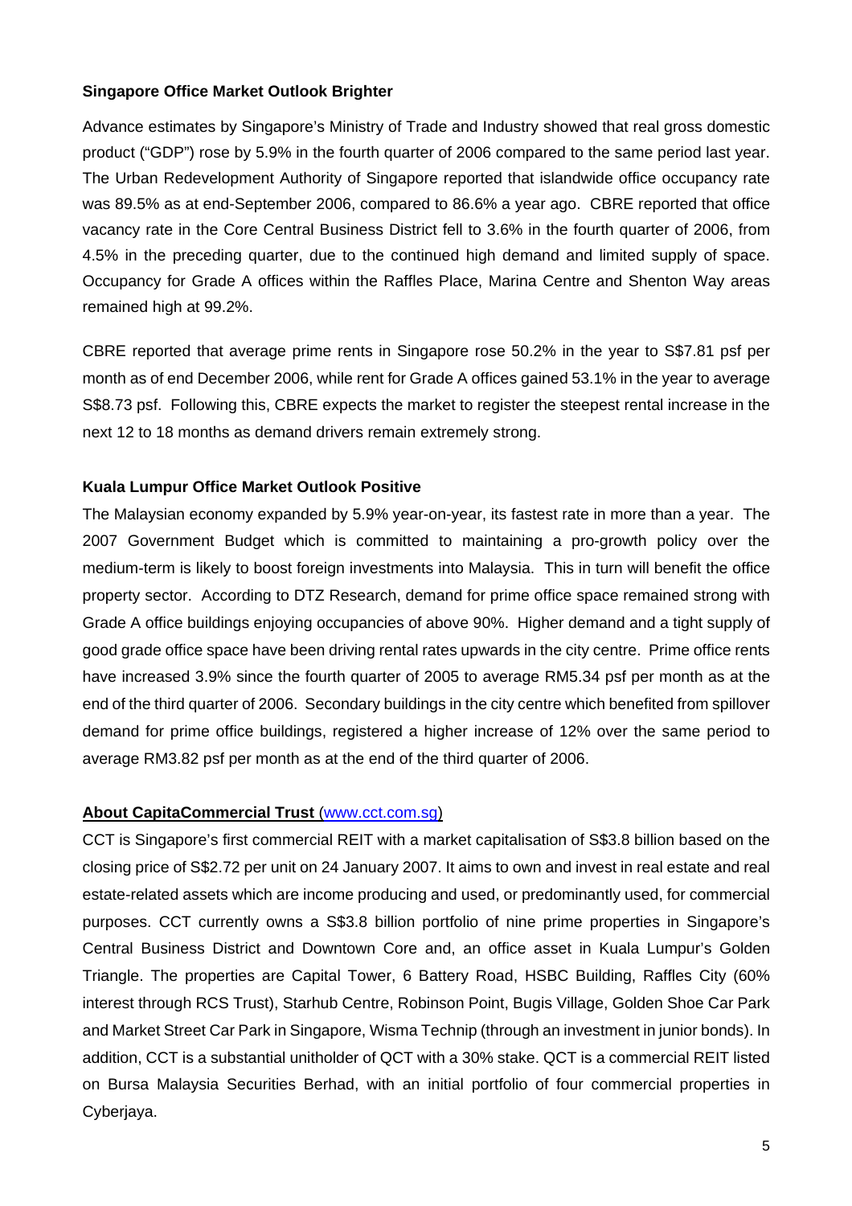**Singapore Office Market Outlook Brighter**

Advance estimates by Singapore's Ministry of Trade and Industry showed that real gross domestic product ("GDP") rose by 5.9% in the fourth quarter of 2006 compared to the same period last year. The Urban Redevelopment Authority of Singapore reported that islandwide office occupancy rate was 89.5% as at end-September 2006, compared to 86.6% a year ago. CBRE reported that office vacancy rate in the Core Central Business District fell to 3.6% in the fourth quarter of 2006, from 4.5% in the preceding quarter, due to the continued high demand and limited supply of space. Occupancy for Grade A offices within the Raffles Place, Marina Centre and Shenton Way areas remained high at 99.2%.

CBRE reported that average prime rents in Singapore rose 50.2% in the year to S$7.81 psf per month as of end December 2006, while rent for Grade A offices gained 53.1% in the year to average S$8.73 psf. Following this, CBRE expects the market to register the steepest rental increase in the next 12 to 18 months as demand drivers remain extremely strong.

**Kuala Lumpur Office Market Outlook Positive**

The Malaysian economy expanded by 5.9% year-on-year, its fastest rate in more than a year. The 2007 Government Budget which is committed to maintaining a pro-growth policy over the medium-term is likely to boost foreign investments into Malaysia. This in turn will benefit the office property sector. According to DTZ Research, demand for prime office space remained strong with Grade A office buildings enjoying occupancies of above 90%. Higher demand and a tight supply of good grade office space have been driving rental rates upwards in the city centre. Prime office rents have increased 3.9% since the fourth quarter of 2005 to average RM5.34 psf per month as at the end of the third quarter of 2006. Secondary buildings in the city centre which benefited from spillover demand for prime office buildings, registered a higher increase of 12% over the same period to average RM3.82 psf per month as at the end of the third quarter of 2006.

**About CapitaCommercial Trust** (www.cct.com.sg)

CCT is Singapore's first commercial REIT with a market capitalisation of S$3.8 billion based on the closing price of S$2.72 per unit on 24 January 2007. It aims to own and invest in real estate and real estate-related assets which are income producing and used, or predominantly used, for commercial purposes. CCT currently owns a S$3.8 billion portfolio of nine prime properties in Singapore's Central Business District and Downtown Core and, an office asset in Kuala Lumpur's Golden Triangle. The properties are Capital Tower, 6 Battery Road, HSBC Building, Raffles City (60% interest through RCS Trust), Starhub Centre, Robinson Point, Bugis Village, Golden Shoe Car Park and Market Street Car Park in Singapore, Wisma Technip (through an investment in junior bonds). In addition, CCT is a substantial unitholder of QCT with a 30% stake. QCT is a commercial REIT listed on Bursa Malaysia Securities Berhad, with an initial portfolio of four commercial properties in Cyberjaya.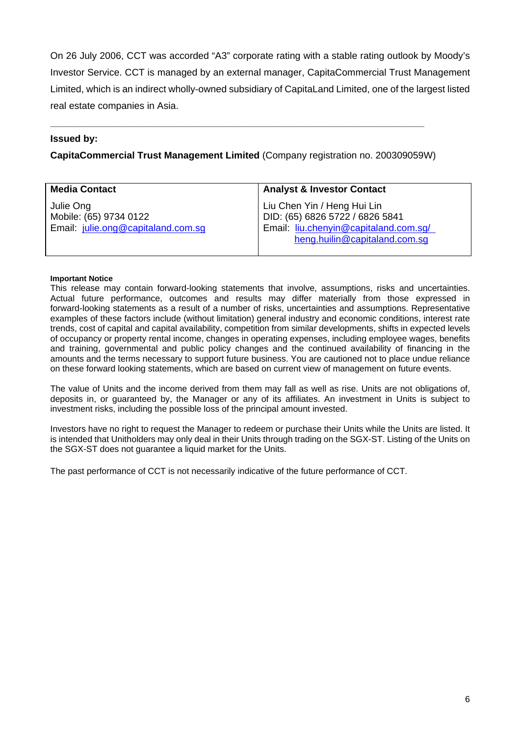On 26 July 2006, CCT was accorded "A3" corporate rating with a stable rating outlook by Moody's Investor Service. CCT is managed by an external manager, CapitaCommercial Trust Management Limited, which is an indirect wholly-owned subsidiary of CapitaLand Limited, one of the largest listed real estate companies in Asia.

---

**Issued by:**

**CapitaCommercial Trust Management Limited** (Company registration no. 200309059W)

| **Media Contact** | **Analyst & Investor Contact** |
|---|---|
| Julie Ong<br>Mobile: (65) 9734 0122<br>Email: julie.ong@capitaland.com.sg | Liu Chen Yin / Heng Hui Lin<br>DID: (65) 6826 5722 / 6826 5841<br>Email: liu.chenyin@capitaland.com.sg/ heng.huilin@capitaland.com.sg |

**Important Notice**

This release may contain forward-looking statements that involve, assumptions, risks and uncertainties. Actual future performance, outcomes and results may differ materially from those expressed in forward-looking statements as a result of a number of risks, uncertainties and assumptions. Representative examples of these factors include (without limitation) general industry and economic conditions, interest rate trends, cost of capital and capital availability, competition from similar developments, shifts in expected levels of occupancy or property rental income, changes in operating expenses, including employee wages, benefits and training, governmental and public policy changes and the continued availability of financing in the amounts and the terms necessary to support future business. You are cautioned not to place undue reliance on these forward looking statements, which are based on current view of management on future events.

The value of Units and the income derived from them may fall as well as rise. Units are not obligations of, deposits in, or guaranteed by, the Manager or any of its affiliates. An investment in Units is subject to investment risks, including the possible loss of the principal amount invested.

Investors have no right to request the Manager to redeem or purchase their Units while the Units are listed. It is intended that Unitholders may only deal in their Units through trading on the SGX-ST. Listing of the Units on the SGX-ST does not guarantee a liquid market for the Units.

The past performance of CCT is not necessarily indicative of the future performance of CCT.